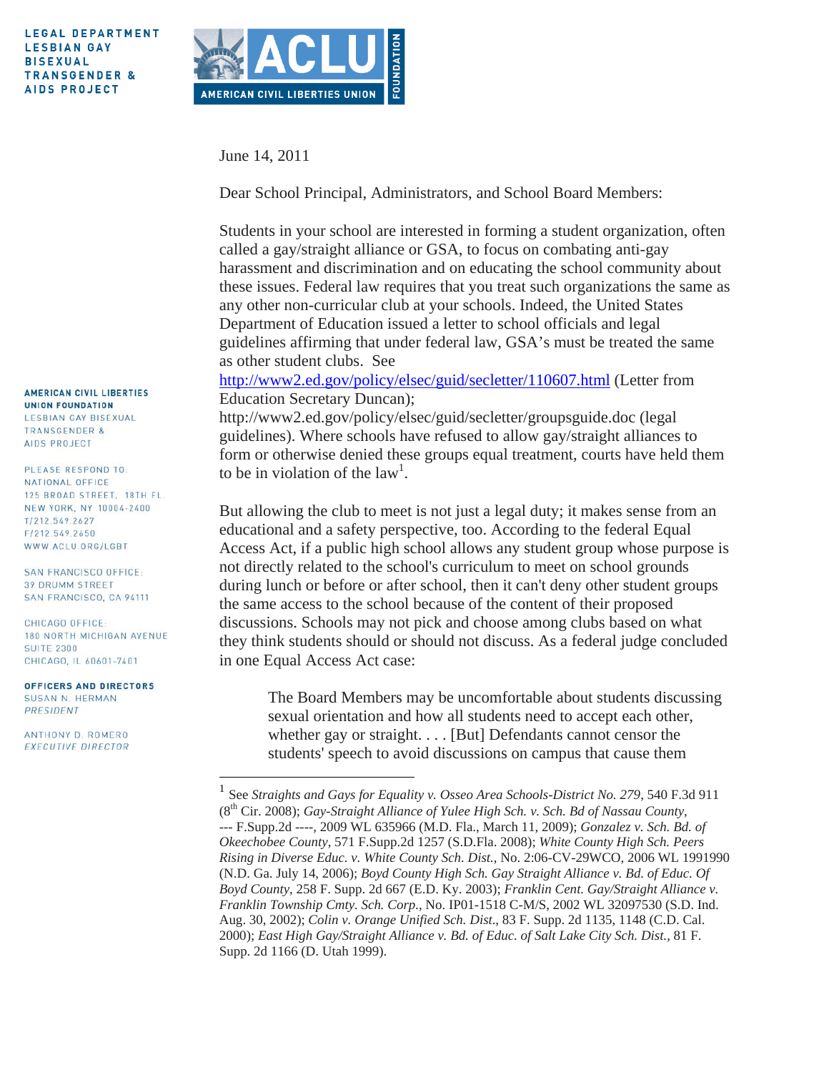LEGAL DEPARTMENT
LESBIAN GAY
BISEXUAL
TRANSGENDER &
AIDS PROJECT

ACLU
AMERICAN CIVIL LIBERTIES UNION
FOUNDATION

AMERICAN CIVIL LIBERTIES UNION FOUNDATION
LESBIAN GAY BISEXUAL TRANSGENDER & AIDS PROJECT

PLEASE RESPOND TO:
NATIONAL OFFICE
125 BROAD STREET, 18TH FL.
NEW YORK, NY 10004-2400
T/212.549.2627
F/212.549.2650
WWW.ACLU.ORG/LGBT

SAN FRANCISCO OFFICE:
39 DRUMM STREET
SAN FRANCISCO, CA 94111

CHICAGO OFFICE:
180 NORTH MICHIGAN AVENUE
SUITE 2300
CHICAGO, IL 60601-7401

OFFICERS AND DIRECTORS
SUSAN N. HERMAN
*PRESIDENT*

ANTHONY D. ROMERO
*EXECUTIVE DIRECTOR*

June 14, 2011

Dear School Principal, Administrators, and School Board Members:

Students in your school are interested in forming a student organization, often called a gay/straight alliance or GSA, to focus on combating anti-gay harassment and discrimination and on educating the school community about these issues. Federal law requires that you treat such organizations the same as any other non-curricular club at your schools. Indeed, the United States Department of Education issued a letter to school officials and legal guidelines affirming that under federal law, GSA's must be treated the same as other student clubs. See http://www2.ed.gov/policy/elsec/guid/secletter/110607.html (Letter from Education Secretary Duncan); http://www2.ed.gov/policy/elsec/guid/secletter/groupsguide.doc (legal guidelines). Where schools have refused to allow gay/straight alliances to form or otherwise denied these groups equal treatment, courts have held them to be in violation of the law[1].

But allowing the club to meet is not just a legal duty; it makes sense from an educational and a safety perspective, too. According to the federal Equal Access Act, if a public high school allows any student group whose purpose is not directly related to the school's curriculum to meet on school grounds during lunch or before or after school, then it can't deny other student groups the same access to the school because of the content of their proposed discussions. Schools may not pick and choose among clubs based on what they think students should or should not discuss. As a federal judge concluded in one Equal Access Act case:

> The Board Members may be uncomfortable about students discussing sexual orientation and how all students need to accept each other, whether gay or straight. . . . [But] Defendants cannot censor the students' speech to avoid discussions on campus that cause them

---

[1] See *Straights and Gays for Equality v. Osseo Area Schools-District No. 279*, 540 F.3d 911 (8th Cir. 2008); *Gay-Straight Alliance of Yulee High Sch. v. Sch. Bd of Nassau County*, --- F.Supp.2d ----, 2009 WL 635966 (M.D. Fla., March 11, 2009); *Gonzalez v. Sch. Bd. of Okeechobee County*, 571 F.Supp.2d 1257 (S.D.Fla. 2008); *White County High Sch. Peers Rising in Diverse Educ. v. White County Sch. Dist.*, No. 2:06-CV-29WCO, 2006 WL 1991990 (N.D. Ga. July 14, 2006); *Boyd County High Sch. Gay Straight Alliance v. Bd. of Educ. Of Boyd County*, 258 F. Supp. 2d 667 (E.D. Ky. 2003); *Franklin Cent. Gay/Straight Alliance v. Franklin Township Cmty. Sch. Corp.*, No. IP01-1518 C-M/S, 2002 WL 32097530 (S.D. Ind. Aug. 30, 2002); *Colin v. Orange Unified Sch. Dist.*, 83 F. Supp. 2d 1135, 1148 (C.D. Cal. 2000); *East High Gay/Straight Alliance v. Bd. of Educ. of Salt Lake City Sch. Dist.*, 81 F. Supp. 2d 1166 (D. Utah 1999).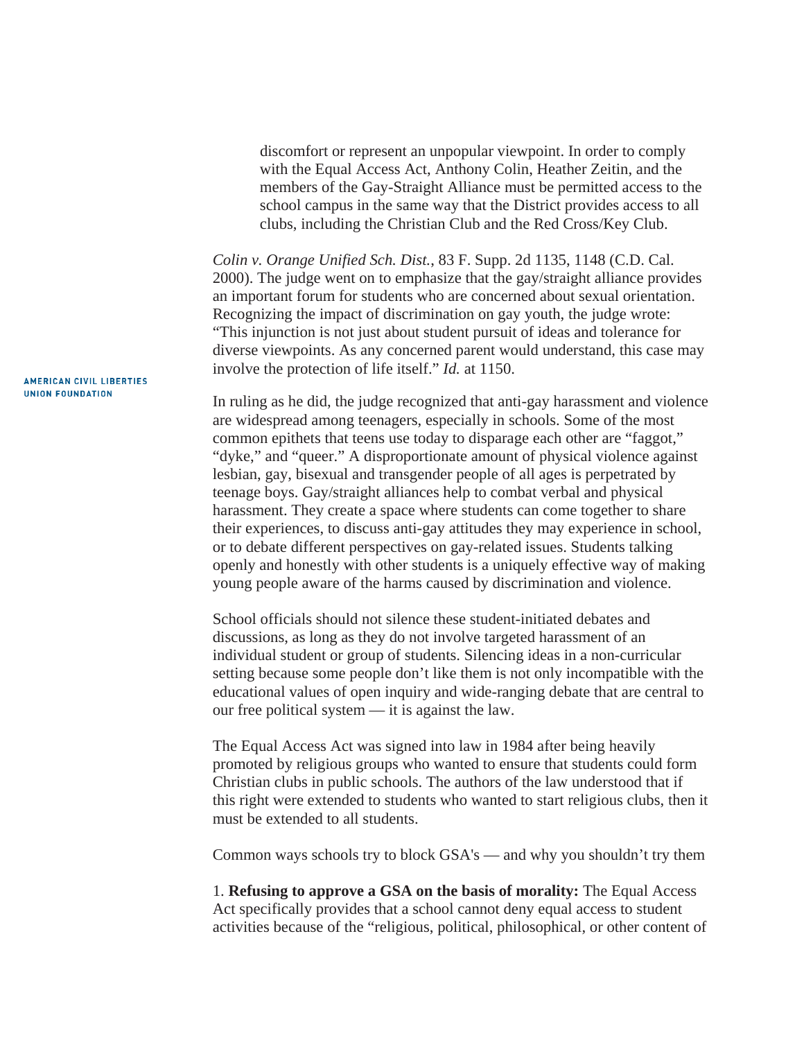> discomfort or represent an unpopular viewpoint. In order to comply with the Equal Access Act, Anthony Colin, Heather Zeitin, and the members of the Gay-Straight Alliance must be permitted access to the school campus in the same way that the District provides access to all clubs, including the Christian Club and the Red Cross/Key Club.

*Colin v. Orange Unified Sch. Dist.*, 83 F. Supp. 2d 1135, 1148 (C.D. Cal. 2000). The judge went on to emphasize that the gay/straight alliance provides an important forum for students who are concerned about sexual orientation. Recognizing the impact of discrimination on gay youth, the judge wrote: "This injunction is not just about student pursuit of ideas and tolerance for diverse viewpoints. As any concerned parent would understand, this case may involve the protection of life itself." *Id.* at 1150.

In ruling as he did, the judge recognized that anti-gay harassment and violence are widespread among teenagers, especially in schools. Some of the most common epithets that teens use today to disparage each other are "faggot," "dyke," and "queer." A disproportionate amount of physical violence against lesbian, gay, bisexual and transgender people of all ages is perpetrated by teenage boys. Gay/straight alliances help to combat verbal and physical harassment. They create a space where students can come together to share their experiences, to discuss anti-gay attitudes they may experience in school, or to debate different perspectives on gay-related issues. Students talking openly and honestly with other students is a uniquely effective way of making young people aware of the harms caused by discrimination and violence.

School officials should not silence these student-initiated debates and discussions, as long as they do not involve targeted harassment of an individual student or group of students. Silencing ideas in a non-curricular setting because some people don't like them is not only incompatible with the educational values of open inquiry and wide-ranging debate that are central to our free political system — it is against the law.

The Equal Access Act was signed into law in 1984 after being heavily promoted by religious groups who wanted to ensure that students could form Christian clubs in public schools. The authors of the law understood that if this right were extended to students who wanted to start religious clubs, then it must be extended to all students.

Common ways schools try to block GSA's — and why you shouldn't try them

1. **Refusing to approve a GSA on the basis of morality:** The Equal Access Act specifically provides that a school cannot deny equal access to student activities because of the "religious, political, philosophical, or other content of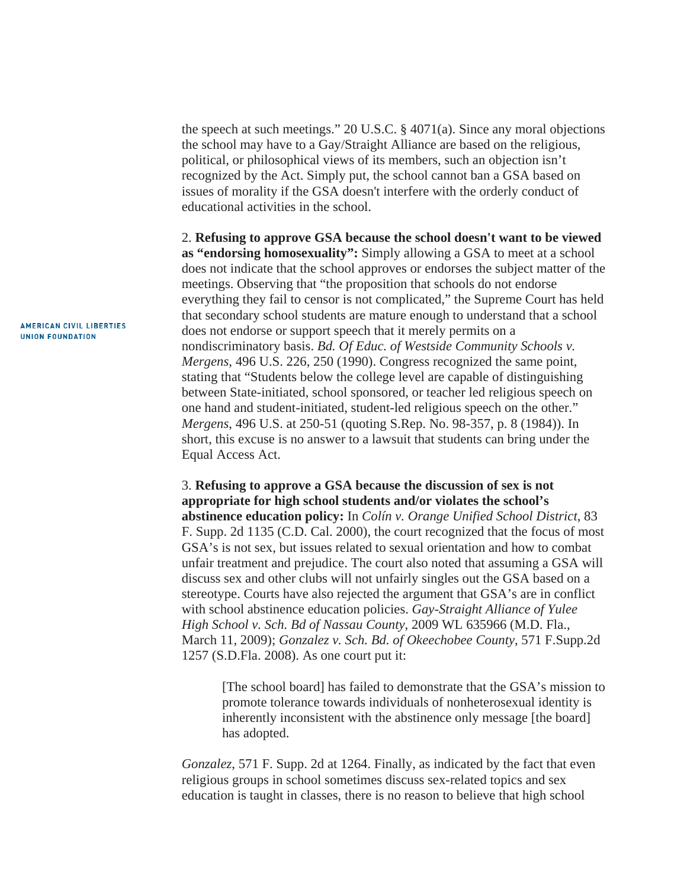the speech at such meetings." 20 U.S.C. § 4071(a). Since any moral objections the school may have to a Gay/Straight Alliance are based on the religious, political, or philosophical views of its members, such an objection isn't recognized by the Act. Simply put, the school cannot ban a GSA based on issues of morality if the GSA doesn't interfere with the orderly conduct of educational activities in the school.

2. **Refusing to approve GSA because the school doesn't want to be viewed as "endorsing homosexuality":** Simply allowing a GSA to meet at a school does not indicate that the school approves or endorses the subject matter of the meetings. Observing that "the proposition that schools do not endorse everything they fail to censor is not complicated," the Supreme Court has held that secondary school students are mature enough to understand that a school does not endorse or support speech that it merely permits on a nondiscriminatory basis. *Bd. Of Educ. of Westside Community Schools v. Mergens*, 496 U.S. 226, 250 (1990). Congress recognized the same point, stating that "Students below the college level are capable of distinguishing between State-initiated, school sponsored, or teacher led religious speech on one hand and student-initiated, student-led religious speech on the other." *Mergens*, 496 U.S. at 250-51 (quoting S.Rep. No. 98-357, p. 8 (1984)). In short, this excuse is no answer to a lawsuit that students can bring under the Equal Access Act.

3. **Refusing to approve a GSA because the discussion of sex is not appropriate for high school students and/or violates the school's abstinence education policy:** In *Colín v. Orange Unified School District*, 83 F. Supp. 2d 1135 (C.D. Cal. 2000), the court recognized that the focus of most GSA's is not sex, but issues related to sexual orientation and how to combat unfair treatment and prejudice. The court also noted that assuming a GSA will discuss sex and other clubs will not unfairly singles out the GSA based on a stereotype. Courts have also rejected the argument that GSA's are in conflict with school abstinence education policies. *Gay-Straight Alliance of Yulee High School v. Sch. Bd of Nassau County*, 2009 WL 635966 (M.D. Fla., March 11, 2009); *Gonzalez v. Sch. Bd. of Okeechobee County*, 571 F.Supp.2d 1257 (S.D.Fla. 2008). As one court put it:

> [The school board] has failed to demonstrate that the GSA's mission to promote tolerance towards individuals of nonheterosexual identity is inherently inconsistent with the abstinence only message [the board] has adopted.

*Gonzalez*, 571 F. Supp. 2d at 1264. Finally, as indicated by the fact that even religious groups in school sometimes discuss sex-related topics and sex education is taught in classes, there is no reason to believe that high school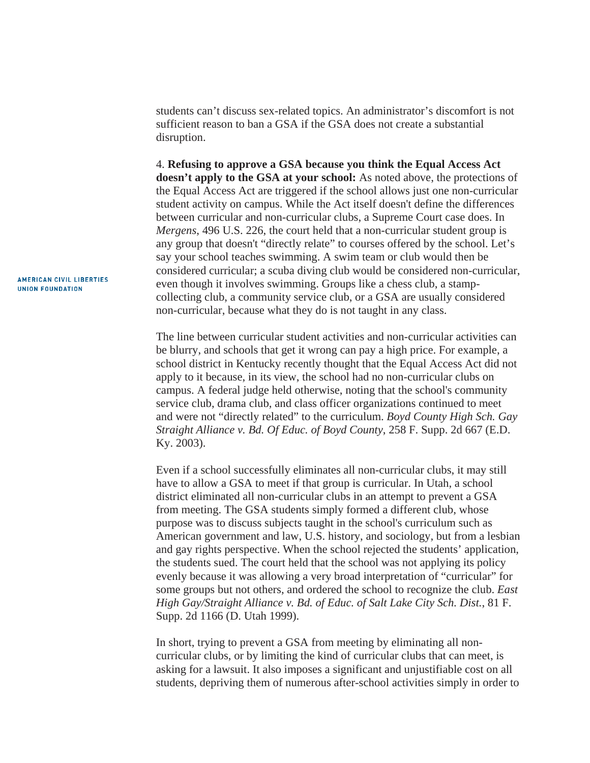students can't discuss sex-related topics. An administrator's discomfort is not sufficient reason to ban a GSA if the GSA does not create a substantial disruption.

4. **Refusing to approve a GSA because you think the Equal Access Act doesn't apply to the GSA at your school:** As noted above, the protections of the Equal Access Act are triggered if the school allows just one non-curricular student activity on campus. While the Act itself doesn't define the differences between curricular and non-curricular clubs, a Supreme Court case does. In *Mergens*, 496 U.S. 226, the court held that a non-curricular student group is any group that doesn't "directly relate" to courses offered by the school. Let's say your school teaches swimming. A swim team or club would then be considered curricular; a scuba diving club would be considered non-curricular, even though it involves swimming. Groups like a chess club, a stamp-collecting club, a community service club, or a GSA are usually considered non-curricular, because what they do is not taught in any class.

The line between curricular student activities and non-curricular activities can be blurry, and schools that get it wrong can pay a high price. For example, a school district in Kentucky recently thought that the Equal Access Act did not apply to it because, in its view, the school had no non-curricular clubs on campus. A federal judge held otherwise, noting that the school's community service club, drama club, and class officer organizations continued to meet and were not "directly related" to the curriculum. *Boyd County High Sch. Gay Straight Alliance v. Bd. Of Educ. of Boyd County*, 258 F. Supp. 2d 667 (E.D. Ky. 2003).

Even if a school successfully eliminates all non-curricular clubs, it may still have to allow a GSA to meet if that group is curricular. In Utah, a school district eliminated all non-curricular clubs in an attempt to prevent a GSA from meeting. The GSA students simply formed a different club, whose purpose was to discuss subjects taught in the school's curriculum such as American government and law, U.S. history, and sociology, but from a lesbian and gay rights perspective. When the school rejected the students' application, the students sued. The court held that the school was not applying its policy evenly because it was allowing a very broad interpretation of "curricular" for some groups but not others, and ordered the school to recognize the club. *East High Gay/Straight Alliance v. Bd. of Educ. of Salt Lake City Sch. Dist.*, 81 F. Supp. 2d 1166 (D. Utah 1999).

In short, trying to prevent a GSA from meeting by eliminating all non-curricular clubs, or by limiting the kind of curricular clubs that can meet, is asking for a lawsuit. It also imposes a significant and unjustifiable cost on all students, depriving them of numerous after-school activities simply in order to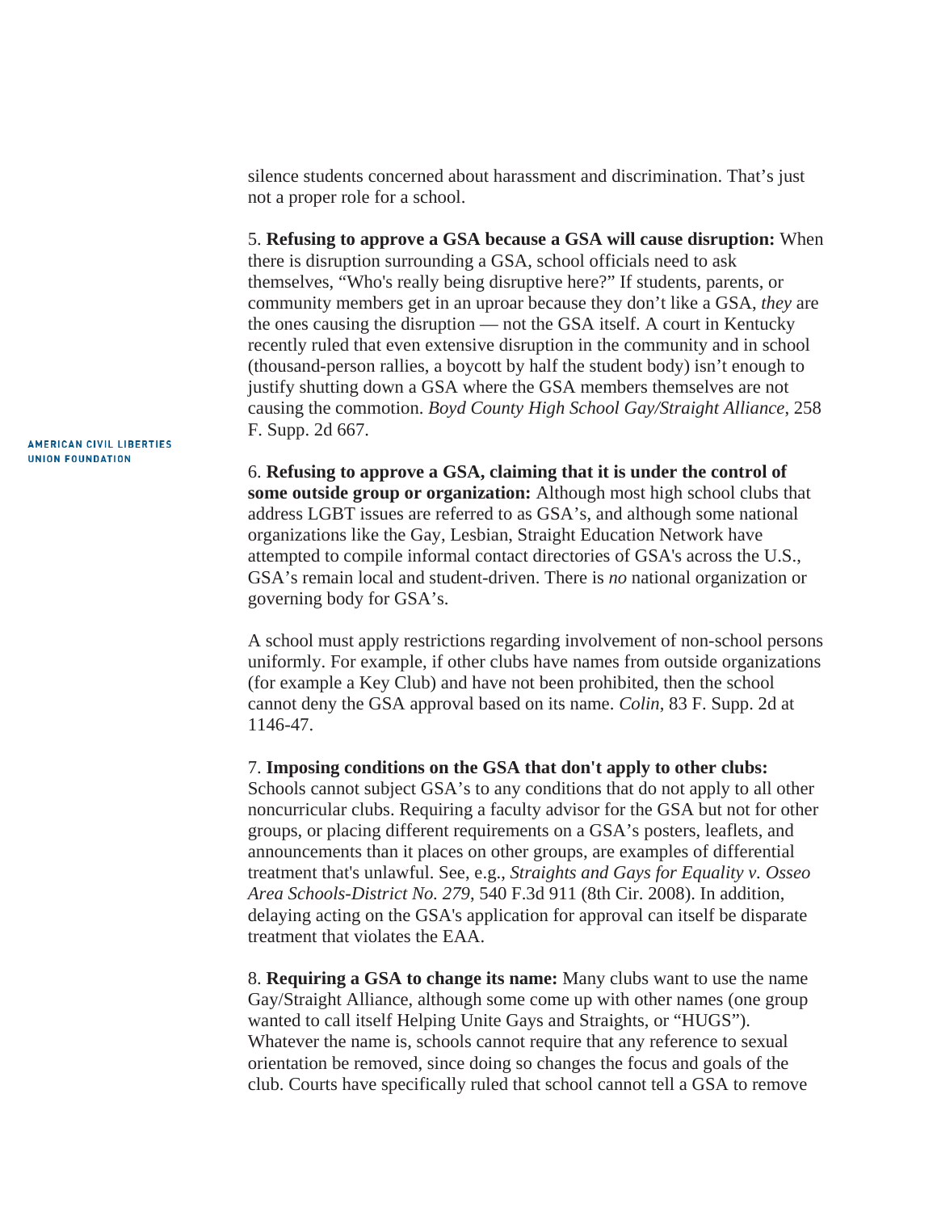silence students concerned about harassment and discrimination. That's just not a proper role for a school.

5. **Refusing to approve a GSA because a GSA will cause disruption:** When there is disruption surrounding a GSA, school officials need to ask themselves, "Who's really being disruptive here?" If students, parents, or community members get in an uproar because they don't like a GSA, *they* are the ones causing the disruption — not the GSA itself. A court in Kentucky recently ruled that even extensive disruption in the community and in school (thousand-person rallies, a boycott by half the student body) isn't enough to justify shutting down a GSA where the GSA members themselves are not causing the commotion. *Boyd County High School Gay/Straight Alliance*, 258 F. Supp. 2d 667.

6. **Refusing to approve a GSA, claiming that it is under the control of some outside group or organization:** Although most high school clubs that address LGBT issues are referred to as GSA's, and although some national organizations like the Gay, Lesbian, Straight Education Network have attempted to compile informal contact directories of GSA's across the U.S., GSA's remain local and student-driven. There is *no* national organization or governing body for GSA's.

A school must apply restrictions regarding involvement of non-school persons uniformly. For example, if other clubs have names from outside organizations (for example a Key Club) and have not been prohibited, then the school cannot deny the GSA approval based on its name. *Colin*, 83 F. Supp. 2d at 1146-47.

7. **Imposing conditions on the GSA that don't apply to other clubs:** Schools cannot subject GSA's to any conditions that do not apply to all other noncurricular clubs. Requiring a faculty advisor for the GSA but not for other groups, or placing different requirements on a GSA's posters, leaflets, and announcements than it places on other groups, are examples of differential treatment that's unlawful. See, e.g., *Straights and Gays for Equality v. Osseo Area Schools-District No. 279*, 540 F.3d 911 (8th Cir. 2008). In addition, delaying acting on the GSA's application for approval can itself be disparate treatment that violates the EAA.

8. **Requiring a GSA to change its name:** Many clubs want to use the name Gay/Straight Alliance, although some come up with other names (one group wanted to call itself Helping Unite Gays and Straights, or "HUGS"). Whatever the name is, schools cannot require that any reference to sexual orientation be removed, since doing so changes the focus and goals of the club. Courts have specifically ruled that school cannot tell a GSA to remove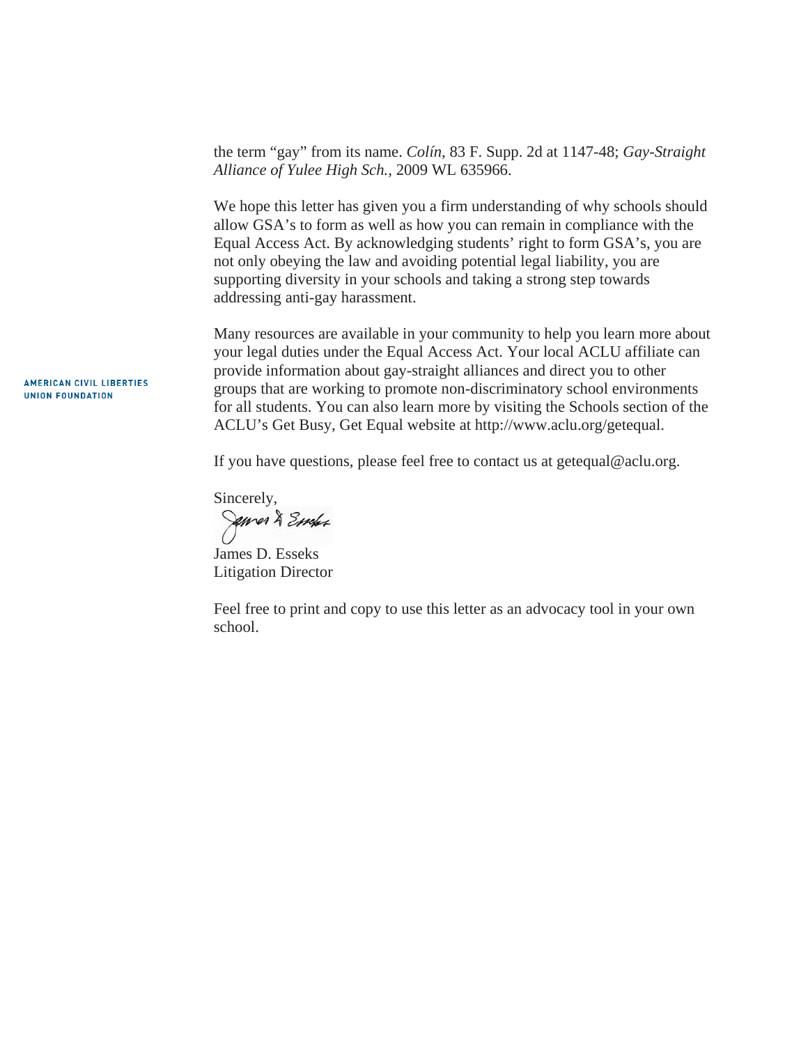the term “gay” from its name. *Colín*, 83 F. Supp. 2d at 1147-48; *Gay-Straight Alliance of Yulee High Sch.*, 2009 WL 635966.

We hope this letter has given you a firm understanding of why schools should allow GSA’s to form as well as how you can remain in compliance with the Equal Access Act. By acknowledging students’ right to form GSA’s, you are not only obeying the law and avoiding potential legal liability, you are supporting diversity in your schools and taking a strong step towards addressing anti-gay harassment.

AMERICAN CIVIL LIBERTIES UNION FOUNDATION

Many resources are available in your community to help you learn more about your legal duties under the Equal Access Act. Your local ACLU affiliate can provide information about gay-straight alliances and direct you to other groups that are working to promote non-discriminatory school environments for all students. You can also learn more by visiting the Schools section of the ACLU’s Get Busy, Get Equal website at http://www.aclu.org/getequal.

If you have questions, please feel free to contact us at getequal@aclu.org.

Sincerely,

James D. Esseks  
Litigation Director

Feel free to print and copy to use this letter as an advocacy tool in your own school.